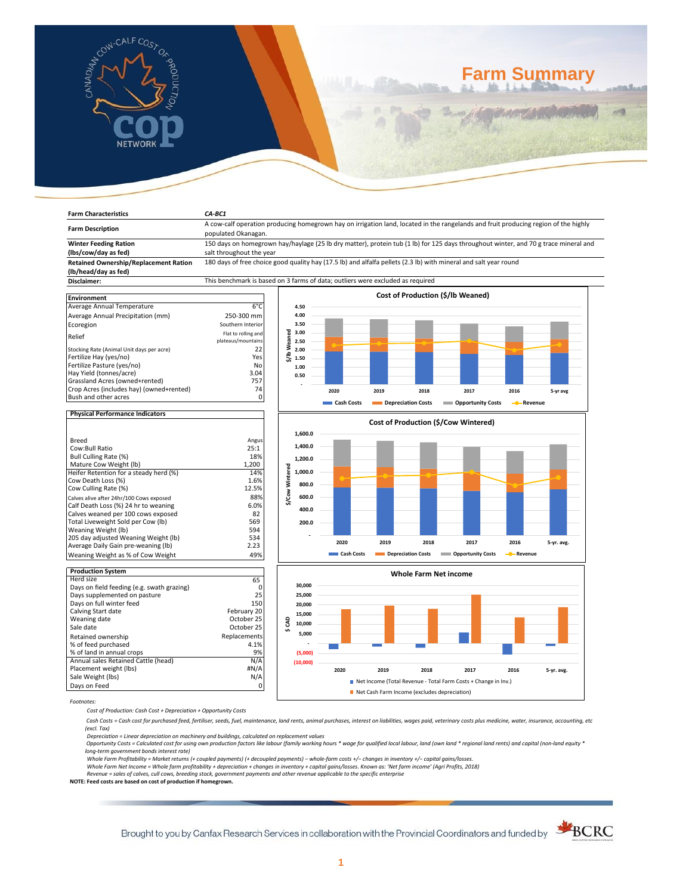# Farm Summary

| Farm Characteristics | CA-BC1 |
|---|---|
| Farm Description | A cow-calf operation producing homegrown hay on irrigation land, located in the rangelands and fruit producing region of the highly populated Okanagan. |
| Winter Feeding Ration (lbs/cow/day as fed) | 150 days on homegrown hay/haylage (25 lb dry matter), protein tub (1 lb) for 125 days throughout winter, and 70 g trace mineral and salt throughout the year |
| Retained Ownership/Replacement Ration (lb/head/day as fed) | 180 days of free choice good quality hay (17.5 lb) and alfalfa pellets (2.3 lb) with mineral and salt year round |
| Disclaimer: | This benchmark is based on 3 farms of data; outliers were excluded as required |

| Environment | |
|---|---|
| Average Annual Temperature | 6°C |
| Average Annual Precipitation (mm) | 250-300 mm |
| Ecoregion | Southern Interior |
| Relief | Flat to rolling and plateaus/mountains |
| Stocking Rate (Animal Unit days per acre) | 22 |
| Fertilize Hay (yes/no) | Yes |
| Fertilize Pasture (yes/no) | No |
| Hay Yield (tonnes/acre) | 3.04 |
| Grassland Acres (owned+rented) | 757 |
| Crop Acres (includes hay) (owned+rented) | 74 |
| Bush and other acres | 0 |

| Physical Performance Indicators | |
|---|---|
| Breed | Angus |
| Cow:Bull Ratio | 25:1 |
| Bull Culling Rate (%) | 18% |
| Mature Cow Weight (lb) | 1,200 |
| Heifer Retention for a steady herd (%) | 14% |
| Cow Death Loss (%) | 1.6% |
| Cow Culling Rate (%) | 12.5% |
| Calves alive after 24hr/100 Cows exposed | 88% |
| Calf Death Loss (%) 24 hr to weaning | 6.0% |
| Calves weaned per 100 cows exposed | 82 |
| Total Liveweight Sold per Cow (lb) | 569 |
| Weaning Weight (lb) | 594 |
| 205 day adjusted Weaning Weight (lb) | 534 |
| Average Daily Gain pre-weaning (lb) | 2.23 |
| Weaning Weight as % of Cow Weight | 49% |

| Production System | |
|---|---|
| Herd size | 65 |
| Days on field feeding (e.g. swath grazing) | 0 |
| Days supplemented on pasture | 25 |
| Days on full winter feed | 150 |
| Calving Start date | February 20 |
| Weaning date | October 25 |
| Sale date | October 25 |
| Retained ownership | Replacements |
| % of feed purchased | 4.1% |
| % of land in annual crops | 9% |
| Annual sales Retained Cattle (head) | N/A |
| Placement weight (lbs) | #N/A |
| Sale Weight (lbs) | N/A |
| Days on Feed | 0 |

**Cost of Production ($/lb Weaned)** — Cash Costs, Depreciation Costs, Opportunity Costs, Revenue (2020, 2019, 2018, 2017, 2016, 5-yr avg)

**Cost of Production ($/Cow Wintered)** — Cash Costs, Depreciation Costs, Opportunity Costs, Revenue (2020, 2019, 2018, 2017, 2016, 5-yr. avg.)

**Whole Farm Net income** ($ CAD) — Net Income (Total Revenue - Total Farm Costs + Change in Inv.); Net Cash Farm Income (excludes depreciation) (2020, 2019, 2018, 2017, 2016, 5-yr. avg.)

*Footnotes:*

*Cost of Production: Cash Cost + Depreciation + Opportunity Costs*

*Cash Costs = Cash cost for purchased feed, fertiliser, seeds, fuel, maintenance, land rents, animal purchases, interest on liabilities, wages paid, veterinary costs plus medicine, water, insurance, accounting, etc (excl. Tax)*

*Depreciation = Linear depreciation on machinery and buildings, calculated on replacement values*

*Opportunity Costs = Calculated cost for using own production factors like labour (family working hours \* wage for qualified local labour, land (own land \* regional land rents) and capital (non-land equity \* long-term government bonds interest rate)*

*Whole Farm Profitability = Market returns (+ coupled payments) (+ decoupled payments) − whole-farm costs +/− changes in inventory +/− capital gains/losses.*

*Whole Farm Net Income = Whole farm profitability + depreciation + changes in inventory + capital gains/losses. Known as: 'Net farm income' (Agri Profits, 2018)*

*Revenue = sales of calves, cull cows, breeding stock, government payments and other revenue applicable to the specific enterprise*

**NOTE: Feed costs are based on cost of production if homegrown.**

Brought to you by Canfax Research Services in collaboration with the Provincial Coordinators and funded by BCRC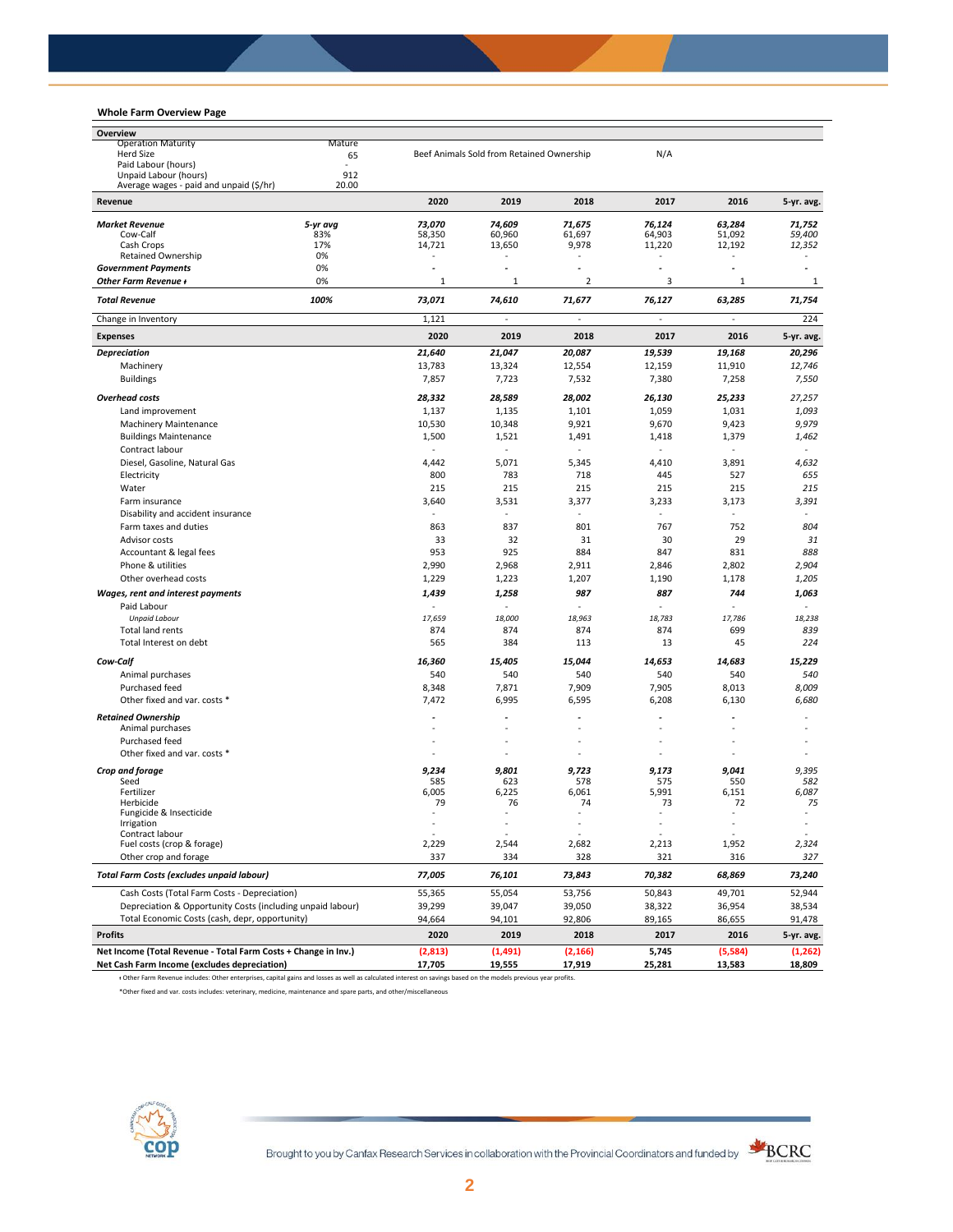## Whole Farm Overview Page

| Overview | | | | | | | |
|---|---|---|---|---|---|---|---|
| Operation Maturity | Mature | | | | | | |
| Herd Size | 65 | Beef Animals Sold from Retained Ownership | | | N/A | | |
| Paid Labour (hours) | - | | | | | | |
| Unpaid Labour (hours) | 912 | | | | | | |
| Average wages - paid and unpaid ($/hr) | 20.00 | | | | | | |

| **Revenue** | | **2020** | **2019** | **2018** | **2017** | **2016** | **5-yr. avg.** |
|---|---|---|---|---|---|---|---|
| ***Market Revenue*** | ***5-yr avg*** | ***73,070*** | ***74,609*** | ***71,675*** | ***76,124*** | ***63,284*** | ***71,752*** |
| Cow-Calf | 83% | 58,350 | 60,960 | 61,697 | 64,903 | 51,092 | *59,400* |
| Cash Crops | 17% | 14,721 | 13,650 | 9,978 | 11,220 | 12,192 | *12,352* |
| Retained Ownership | 0% | - | - | - | - | - | - |
| ***Government Payments*** | 0% | - | - | - | - | - | - |
| ***Other Farm Revenue ƚ*** | 0% | 1 | 1 | 2 | 3 | 1 | 1 |
| ***Total Revenue*** | ***100%*** | ***73,071*** | ***74,610*** | ***71,677*** | ***76,127*** | ***63,285*** | ***71,754*** |
| Change in Inventory | | 1,121 | - | - | - | - | 224 |
| **Expenses** | | **2020** | **2019** | **2018** | **2017** | **2016** | **5-yr. avg.** |
| ***Depreciation*** | | ***21,640*** | ***21,047*** | ***20,087*** | ***19,539*** | ***19,168*** | ***20,296*** |
| Machinery | | 13,783 | 13,324 | 12,554 | 12,159 | 11,910 | *12,746* |
| Buildings | | 7,857 | 7,723 | 7,532 | 7,380 | 7,258 | *7,550* |
| ***Overhead costs*** | | ***28,332*** | ***28,589*** | ***28,002*** | ***26,130*** | ***25,233*** | ***27,257*** |
| Land improvement | | 1,137 | 1,135 | 1,101 | 1,059 | 1,031 | *1,093* |
| Machinery Maintenance | | 10,530 | 10,348 | 9,921 | 9,670 | 9,423 | *9,979* |
| Buildings Maintenance | | 1,500 | 1,521 | 1,491 | 1,418 | 1,379 | *1,462* |
| Contract labour | | - | - | - | - | - | - |
| Diesel, Gasoline, Natural Gas | | 4,442 | 5,071 | 5,345 | 4,410 | 3,891 | *4,632* |
| Electricity | | 800 | 783 | 718 | 445 | 527 | *655* |
| Water | | 215 | 215 | 215 | 215 | 215 | *215* |
| Farm insurance | | 3,640 | 3,531 | 3,377 | 3,233 | 3,173 | *3,391* |
| Disability and accident insurance | | - | - | - | - | - | - |
| Farm taxes and duties | | 863 | 837 | 801 | 767 | 752 | *804* |
| Advisor costs | | 33 | 32 | 31 | 30 | 29 | *31* |
| Accountant & legal fees | | 953 | 925 | 884 | 847 | 831 | *888* |
| Phone & utilities | | 2,990 | 2,968 | 2,911 | 2,846 | 2,802 | *2,904* |
| Other overhead costs | | 1,229 | 1,223 | 1,207 | 1,190 | 1,178 | *1,205* |
| ***Wages, rent and interest payments*** | | ***1,439*** | ***1,258*** | ***987*** | ***887*** | ***744*** | ***1,063*** |
| Paid Labour | | - | - | - | - | - | - |
| *Unpaid Labour* | | *17,659* | *18,000* | *18,963* | *18,783* | *17,786* | *18,238* |
| Total land rents | | 874 | 874 | 874 | 874 | 699 | *839* |
| Total Interest on debt | | 565 | 384 | 113 | 13 | 45 | *224* |
| ***Cow-Calf*** | | ***16,360*** | ***15,405*** | ***15,044*** | ***14,653*** | ***14,683*** | ***15,229*** |
| Animal purchases | | 540 | 540 | 540 | 540 | 540 | *540* |
| Purchased feed | | 8,348 | 7,871 | 7,909 | 7,905 | 8,013 | *8,009* |
| Other fixed and var. costs * | | 7,472 | 6,995 | 6,595 | 6,208 | 6,130 | *6,680* |
| ***Retained Ownership*** | | - | - | - | - | - | - |
| Animal purchases | | - | - | - | - | - | - |
| Purchased feed | | - | - | - | - | - | - |
| Other fixed and var. costs * | | - | - | - | - | - | - |
| ***Crop and forage*** | | ***9,234*** | ***9,801*** | ***9,723*** | ***9,173*** | ***9,041*** | ***9,395*** |
| Seed | | 585 | 623 | 578 | 575 | 550 | *582* |
| Fertilizer | | 6,005 | 6,225 | 6,061 | 5,991 | 6,151 | *6,087* |
| Herbicide | | 79 | 76 | 74 | 73 | 72 | *75* |
| Fungicide & Insecticide | | - | - | - | - | - | - |
| Irrigation | | - | - | - | - | - | - |
| Contract labour | | - | - | - | - | - | - |
| Fuel costs (crop & forage) | | 2,229 | 2,544 | 2,682 | 2,213 | 1,952 | *2,324* |
| Other crop and forage | | 337 | 334 | 328 | 321 | 316 | *327* |
| ***Total Farm Costs (excludes unpaid labour)*** | | ***77,005*** | ***76,101*** | ***73,843*** | ***70,382*** | ***68,869*** | ***73,240*** |
| Cash Costs (Total Farm Costs - Depreciation) | | 55,365 | 55,054 | 53,756 | 50,843 | 49,701 | 52,944 |
| Depreciation & Opportunity Costs (including unpaid labour) | | 39,299 | 39,047 | 39,050 | 38,322 | 36,954 | 38,534 |
| Total Economic Costs (cash, depr, opportunity) | | 94,664 | 94,101 | 92,806 | 89,165 | 86,655 | 91,478 |
| **Profits** | | **2020** | **2019** | **2018** | **2017** | **2016** | **5-yr. avg.** |
| **Net Income (Total Revenue - Total Farm Costs + Change in Inv.)** | | **(2,813)** | **(1,491)** | **(2,166)** | **5,745** | **(5,584)** | **(1,262)** |
| **Net Cash Farm Income (excludes depreciation)** | | **17,705** | **19,555** | **17,919** | **25,281** | **13,583** | **18,809** |

ƚ Other Farm Revenue includes: Other enterprises, capital gains and losses as well as calculated interest on savings based on the models previous year profits.

*Other fixed and var. costs includes: veterinary, medicine, maintenance and spare parts, and other/miscellaneous

Brought to you by Canfax Research Services in collaboration with the Provincial Coordinators and funded by BCRC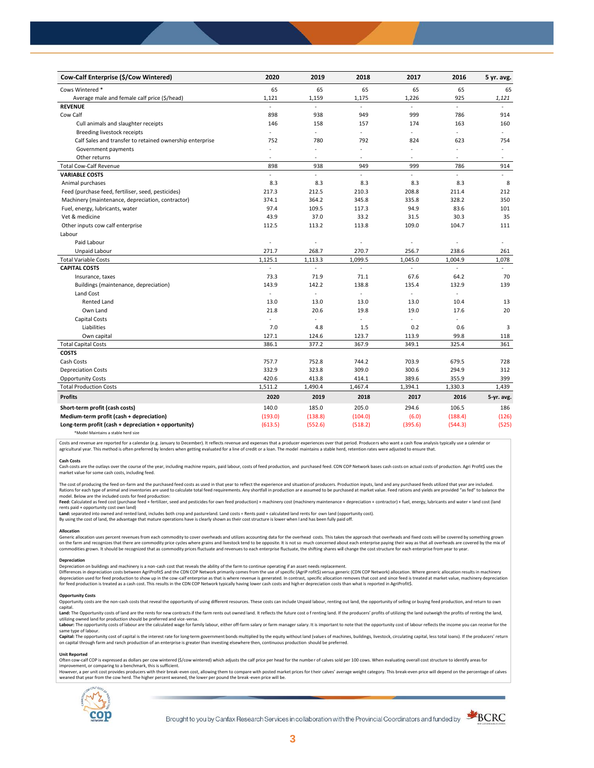| Cow-Calf Enterprise ($/Cow Wintered) | 2020 | 2019 | 2018 | 2017 | 2016 | 5 yr. avg. |
|---|---|---|---|---|---|---|
| Cows Wintered * | 65 | 65 | 65 | 65 | 65 | 65 |
| Average male and female calf price ($/head) | 1,121 | 1,159 | 1,175 | 1,226 | 925 | *1,121* |
| **REVENUE** | - | - | - | - | - | - |
| Cow Calf | 898 | 938 | 949 | 999 | 786 | 914 |
| Cull animals and slaughter receipts | 146 | 158 | 157 | 174 | 163 | 160 |
| Breeding livestock receipts | - | - | - | - | - | - |
| Calf Sales and transfer to retained ownership enterprise | 752 | 780 | 792 | 824 | 623 | 754 |
| Government payments | - | - | - | - | - | - |
| Other returns | - | - | - | - | - | - |
| Total Cow-Calf Revenue | 898 | 938 | 949 | 999 | 786 | 914 |
| **VARIABLE COSTS** | - | - | - | - | - | - |
| Animal purchases | 8.3 | 8.3 | 8.3 | 8.3 | 8.3 | 8 |
| Feed (purchase feed, fertiliser, seed, pesticides) | 217.3 | 212.5 | 210.3 | 208.8 | 211.4 | 212 |
| Machinery (maintenance, depreciation, contractor) | 374.1 | 364.2 | 345.8 | 335.8 | 328.2 | 350 |
| Fuel, energy, lubricants, water | 97.4 | 109.5 | 117.3 | 94.9 | 83.6 | 101 |
| Vet & medicine | 43.9 | 37.0 | 33.2 | 31.5 | 30.3 | 35 |
| Other inputs cow calf enterprise | 112.5 | 113.2 | 113.8 | 109.0 | 104.7 | 111 |
| Labour | | | | | | |
| Paid Labour | - | - | - | - | - | - |
| Unpaid Labour | 271.7 | 268.7 | 270.7 | 256.7 | 238.6 | 261 |
| Total Variable Costs | 1,125.1 | 1,113.3 | 1,099.5 | 1,045.0 | 1,004.9 | 1,078 |
| **CAPITAL COSTS** | - | - | - | - | - | - |
| Insurance, taxes | 73.3 | 71.9 | 71.1 | 67.6 | 64.2 | 70 |
| Buildings (maintenance, depreciation) | 143.9 | 142.2 | 138.8 | 135.4 | 132.9 | 139 |
| Land Cost | - | - | - | - | - | |
| Rented Land | 13.0 | 13.0 | 13.0 | 13.0 | 10.4 | 13 |
| Own Land | 21.8 | 20.6 | 19.8 | 19.0 | 17.6 | 20 |
| Capital Costs | - | - | - | - | - | |
| Liabilities | 7.0 | 4.8 | 1.5 | 0.2 | 0.6 | 3 |
| Own capital | 127.1 | 124.6 | 123.7 | 113.9 | 99.8 | 118 |
| Total Capital Costs | 386.1 | 377.2 | 367.9 | 349.1 | 325.4 | 361 |
| **COSTS** | | | | | | |
| Cash Costs | 757.7 | 752.8 | 744.2 | 703.9 | 679.5 | 728 |
| Depreciation Costs | 332.9 | 323.8 | 309.0 | 300.6 | 294.9 | 312 |
| Opportunity Costs | 420.6 | 413.8 | 414.1 | 389.6 | 355.9 | 399 |
| Total Production Costs | 1,511.2 | 1,490.4 | 1,467.4 | 1,394.1 | 1,330.3 | 1,439 |
| **Profits** | **2020** | **2019** | **2018** | **2017** | **2016** | **5-yr. avg.** |
| **Short-term profit (cash costs)** | 140.0 | 185.0 | 205.0 | 294.6 | 106.5 | 186 |
| **Medium-term profit (cash + depreciation)** | (193.0) | (138.8) | (104.0) | (6.0) | (188.4) | (126) |
| **Long-term profit (cash + depreciation + opportunity)** | (613.5) | (552.6) | (518.2) | (395.6) | (544.3) | (525) |

*Model Maintains a stable herd size

Costs and revenue are reported for a calendar (e.g. January to December). It reflects revenue and expenses that a producer experiences over that period. Producers who want a cash flow analysis typically use a calendar or agricultural year. This method is often preferred by lenders when getting evaluated for a line of credit or a loan. The model maintains a stable herd, retention rates were adjusted to ensure that.

**Cash Costs**

Cash costs are the outlays over the course of the year, including machine repairs, paid labour, costs of feed production, and purchased feed. CDN COP Network bases cash costs on actual costs of production. Agri Profit$ uses the market value for some cash costs, including feed.

The cost of producing the feed on-farm and the purchased feed costs as used in that year to reflect the experience and situation of producers. Production inputs, land and any purchased feeds utilized that year are included. Rations for each type of animal and inventories are used to calculate total feed requirements. Any shortfall in production are assumed to be purchased at market value. Feed rations and yields are provided "as fed" to balance the model. Below are the included costs for feed production:
**Feed:** Calculated as feed cost (purchase feed + fertilizer, seed and pesticides for own feed production) + machinery cost (machinery maintenance + depreciation + contractor) + fuel, energy, lubricants and water + land cost (land rents paid + opportunity cost own land)
**Land:** separated into owned and rented land, includes both crop and pastureland. Land costs = Rents paid + calculated land rents for own land (opportunity cost).
By using the cost of land, the advantage that mature operations have is clearly shown as their cost structure is lower when land has been fully paid off.

**Allocation**

Generic allocation uses percent revenues from each commodity to cover overheads and utilizes accounting data for the overhead costs. This takes the approach that overheads and fixed costs will be covered by something grown on the farm and recognizes that there are commodity price cycles where grains and livestock tend to be opposite. It is not so much concerned about each enterprise paying their way as that all overheads are covered by the mix of commodities grown. It should be recognized that as commodity prices fluctuate and revenues to each enterprise fluctuate, the shifting shares will change the cost structure for each enterprise from year to year.

**Depreciation**

Depreciation on buildings and machinery is a non-cash cost that reveals the ability of the farm to continue operating if an asset needs replacement.
Differences in depreciation costs between AgriProfit$ and the CDN COP Network primarily comes from the use of specific (AgriP rofit$) versus generic (CDN COP Network) allocation. Where generic allocation results in machinery depreciation used for feed production to show up in the cow-calf enterprise as that is where revenue is generated. In contrast, specific allocation removes that cost and since feed is treated at market value, machinery depreciation for feed production is treated as a cash cost. This results in the CDN COP Network typically having lower cash costs and higher depreciation costs than what is reported in AgriProfit$.

**Opportunity Costs**

Opportunity costs are the non-cash costs that reveal the opportunity of using different resources. These costs can include Unpaid labour, renting out land, the opportunity of selling or buying feed production, and return to own capital.
**Land:** The Opportunity costs of land are the rents for new contracts if the farm rents out owned land. It reflects the future cost of renting land. If the producers' profits of utilizing the land outweigh the profits of renting the land, utilizing owned land for production should be preferred and vice-versa.
**Labour:** The opportunity costs of labour are the calculated wage for family labour, either off-farm salary or farm manager salary. It is important to note that the opportunity cost of labour reflects the income you can receive for the same type of labour.
**Capital:** The opportunity cost of capital is the interest rate for long-term government bonds multiplied by the equity without land (values of machines, buildings, livestock, circulating capital, less total loans). If the producers' return on capital through farm and ranch production of an enterprise is greater than investing elsewhere then, continuous production should be preferred.

**Unit Reported**

Often cow-calf COP is expressed as dollars per cow wintered ($/cow wintered) which adjusts the calf price per head for the number of calves sold per 100 cows. When evaluating overall cost structure to identify areas for improvement, or comparing to a benchmark, this is sufficient.
However, a per unit cost provides producers with their break-even cost, allowing them to compare with posted market prices for their calves' average weight category. This break-even price will depend on the percentage of calves weaned that year from the cow herd. The higher percent weaned, the lower per pound the break-even price will be.

Brought to you by Canfax Research Services in collaboration with the Provincial Coordinators and funded by BCRC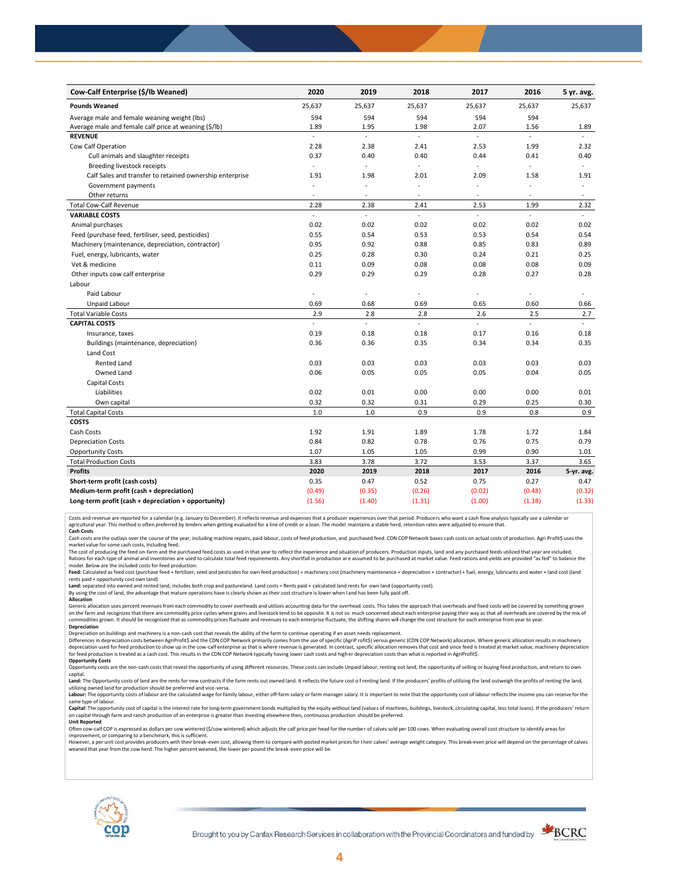| Cow-Calf Enterprise ($/lb Weaned) | 2020 | 2019 | 2018 | 2017 | 2016 | 5 yr. avg. |
|---|---|---|---|---|---|---|
| **Pounds Weaned** | 25,637 | 25,637 | 25,637 | 25,637 | 25,637 | 25,637 |
| Average male and female weaning weight (lbs) | 594 | 594 | 594 | 594 | 594 | |
| Average male and female calf price at weaning ($/lb) | 1.89 | 1.95 | 1.98 | 2.07 | 1.56 | 1.89 |
| **REVENUE** | - | - | - | - | - | - |
| Cow Calf Operation | 2.28 | 2.38 | 2.41 | 2.53 | 1.99 | 2.32 |
| Cull animals and slaughter receipts | 0.37 | 0.40 | 0.40 | 0.44 | 0.41 | 0.40 |
| Breeding livestock receipts | - | - | - | - | - | - |
| Calf Sales and transfer to retained ownership enterprise | 1.91 | 1.98 | 2.01 | 2.09 | 1.58 | 1.91 |
| Government payments | - | - | - | - | - | - |
| Other returns | - | - | - | - | - | - |
| Total Cow-Calf Revenue | 2.28 | 2.38 | 2.41 | 2.53 | 1.99 | 2.32 |
| **VARIABLE COSTS** | - | - | - | - | - | - |
| Animal purchases | 0.02 | 0.02 | 0.02 | 0.02 | 0.02 | 0.02 |
| Feed (purchase feed, fertiliser, seed, pesticides) | 0.55 | 0.54 | 0.53 | 0.53 | 0.54 | 0.54 |
| Machinery (maintenance, depreciation, contractor) | 0.95 | 0.92 | 0.88 | 0.85 | 0.83 | 0.89 |
| Fuel, energy, lubricants, water | 0.25 | 0.28 | 0.30 | 0.24 | 0.21 | 0.25 |
| Vet & medicine | 0.11 | 0.09 | 0.08 | 0.08 | 0.08 | 0.09 |
| Other inputs cow calf enterprise | 0.29 | 0.29 | 0.29 | 0.28 | 0.27 | 0.28 |
| Labour | | | | | | |
| Paid Labour | - | - | - | - | - | - |
| Unpaid Labour | 0.69 | 0.68 | 0.69 | 0.65 | 0.60 | 0.66 |
| Total Variable Costs | 2.9 | 2.8 | 2.8 | 2.6 | 2.5 | 2.7 |
| **CAPITAL COSTS** | - | - | - | - | - | - |
| Insurance, taxes | 0.19 | 0.18 | 0.18 | 0.17 | 0.16 | 0.18 |
| Buildings (maintenance, depreciation) | 0.36 | 0.36 | 0.35 | 0.34 | 0.34 | 0.35 |
| Land Cost | | | | | | |
| Rented Land | 0.03 | 0.03 | 0.03 | 0.03 | 0.03 | 0.03 |
| Owned Land | 0.06 | 0.05 | 0.05 | 0.05 | 0.04 | 0.05 |
| Capital Costs | | | | | | |
| Liabilities | 0.02 | 0.01 | 0.00 | 0.00 | 0.00 | 0.01 |
| Own capital | 0.32 | 0.32 | 0.31 | 0.29 | 0.25 | 0.30 |
| Total Capital Costs | 1.0 | 1.0 | 0.9 | 0.9 | 0.8 | 0.9 |
| **COSTS** | | | | | | |
| Cash Costs | 1.92 | 1.91 | 1.89 | 1.78 | 1.72 | 1.84 |
| Depreciation Costs | 0.84 | 0.82 | 0.78 | 0.76 | 0.75 | 0.79 |
| Opportunity Costs | 1.07 | 1.05 | 1.05 | 0.99 | 0.90 | 1.01 |
| Total Production Costs | 3.83 | 3.78 | 3.72 | 3.53 | 3.37 | 3.65 |
| **Profits** | **2020** | **2019** | **2018** | **2017** | **2016** | **5-yr. avg.** |
| **Short-term profit (cash costs)** | 0.35 | 0.47 | 0.52 | 0.75 | 0.27 | 0.47 |
| **Medium-term profit (cash + depreciation)** | (0.49) | (0.35) | (0.26) | (0.02) | (0.48) | (0.32) |
| **Long-term profit (cash + depreciation + opportunity)** | (1.56) | (1.40) | (1.31) | (1.00) | (1.38) | (1.33) |

Costs and revenue are reported for a calendar (e.g. January to December). It reflects revenue and expenses that a producer experiences over that period. Producers who want a cash flow analysis typically use a calendar or agricultural year. This method is often preferred by lenders when getting evaluated for a line of credit or a loan. The model maintains a stable herd, retention rates were adjusted to ensure that.

**Cash Costs**

Cash costs are the outlays over the course of the year, including machine repairs, paid labour, costs of feed production, and purchased feed. CDN COP Network bases cash costs on actual costs of production. Agri Profit$ uses the market value for some cash costs, including feed.

The cost of producing the feed on-farm and the purchased feed costs as used in that year to reflect the experience and situation of producers. Production inputs, land and any purchased feeds utilized that year are included. Rations for each type of animal and inventories are used to calculate total feed requirements. Any shortfall in production are assumed to be purchased at market value. Feed rations and yields are provided "as fed" to balance the model. Below are the included costs for feed production:

**Feed:** Calculated as feed cost (purchase feed + fertilizer, seed and pesticides for own feed production) + machinery cost (machinery maintenance + depreciation + contractor) + fuel, energy, lubricants and water + land cost (land rents paid + opportunity cost own land)

**Land:** separated into owned and rented land, includes both crop and pastureland. Land costs = Rents paid + calculated land rents for own land (opportunity cost).

By using the cost of land, the advantage that mature operations have is clearly shown as their cost structure is lower when land has been fully paid off.

**Allocation**

Generic allocation uses percent revenues from each commodity to cover overheads and utilizes accounting data for the overhead costs. This takes the approach that overheads and fixed costs will be covered by something grown on the farm and recognizes that there are commodity price cycles where grains and livestock tend to be opposite. It is not so much concerned about each enterprise paying their way as that all overheads are covered by the mix of commodities grown. It should be recognized that as commodity prices fluctuate and revenues to each enterprise fluctuate, the shifting shares will change the cost structure for each enterprise from year to year.

**Depreciation**

Depreciation on buildings and machinery is a non-cash cost that reveals the ability of the farm to continue operating if an asset needs replacement.

Differences in depreciation costs between AgriProfit$ and the CDN COP Network primarily comes from the use of specific (AgriP rofit$) versus generic (CDN COP Network) allocation. Where generic allocation results in machinery depreciation used for feed production to show up in the cow-calf enterprise as that is where revenue is generated. In contrast, specific allocation removes that cost and since feed is treated at market value, machinery depreciation for feed production is treated as a cash cost. This results in the CDN COP Network typically having lower cash costs and higher depreciation costs than what is reported in AgriProfit$.

**Opportunity Costs**

Opportunity costs are the non-cash costs that reveal the opportunity of using different resources. These costs can include Unpaid labour, renting out land, the opportunity of selling or buying feed production, and return to own capital.

**Land:** The Opportunity costs of land are the rents for new contracts if the farm rents out owned land. It reflects the future cost o f renting land. If the producers' profits of utilizing the land outweigh the profits of renting the land, utilizing owned land for production should be preferred and vice-versa.

**Labour:** The opportunity costs of labour are the calculated wage for family labour, either off-farm salary or farm manager salary. It is important to note that the opportunity cost of labour reflects the income you can receive for the same type of labour.

**Capital:** The opportunity cost of capital is the interest rate for long-term government bonds multiplied by the equity without land (values of machines, buildings, livestock, circulating capital, less total loans). If the producers' return on capital through farm and ranch production of an enterprise is greater than investing elsewhere then, continuous production should be preferred.

**Unit Reported**

Often cow-calf COP is expressed as dollars per cow wintered ($/cow wintered) which adjusts the calf price per head for the number of calves sold per 100 cows. When evaluating overall cost structure to identify areas for improvement, or comparing to a benchmark, this is sufficient.

However, a per unit cost provides producers with their break-even cost, allowing them to compare with posted market prices for their calves' average weight category. This break-even price will depend on the percentage of calves weaned that year from the cow herd. The higher percent weaned, the lower per pound the break-even price will be.

Brought to you by Canfax Research Services in collaboration with the Provincial Coordinators and funded by BCRC